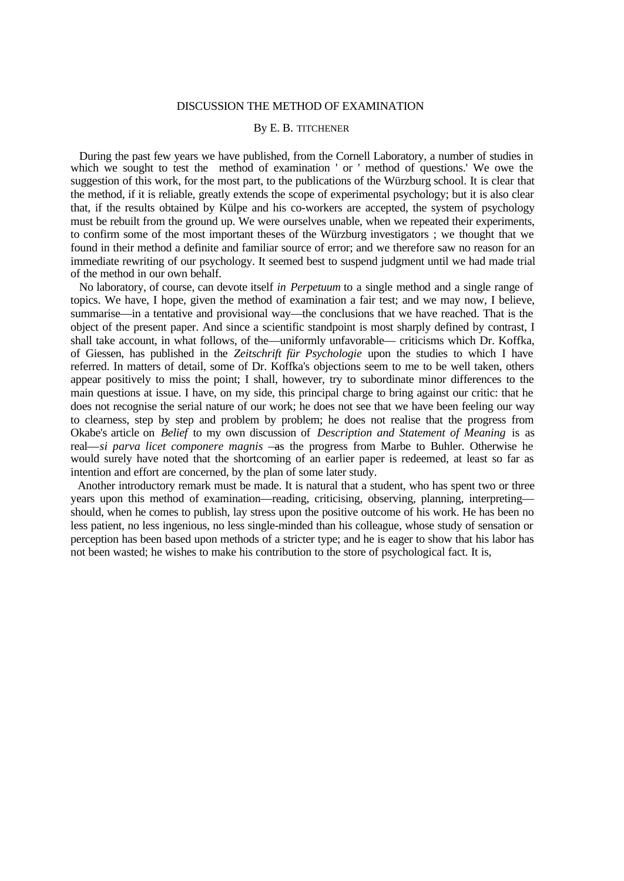# DISCUSSION THE METHOD OF EXAMINATION

By E. B. TITCHENER

During the past few years we have published, from the Cornell Laboratory, a number of studies in which we sought to test the method of examination ' or ' method of questions.' We owe the suggestion of this work, for the most part, to the publications of the Würzburg school. It is clear that the method, if it is reliable, greatly extends the scope of experimental psychology; but it is also clear that, if the results obtained by Külpe and his co-workers are accepted, the system of psychology must be rebuilt from the ground up. We were ourselves unable, when we repeated their experiments, to confirm some of the most important theses of the Würzburg investigators ; we thought that we found in their method a definite and familiar source of error; and we therefore saw no reason for an immediate rewriting of our psychology. It seemed best to suspend judgment until we had made trial of the method in our own behalf.

No laboratory, of course, can devote itself *in Perpetuum* to a single method and a single range of topics. We have, I hope, given the method of examination a fair test; and we may now, I believe, summarise—in a tentative and provisional way—the conclusions that we have reached. That is the object of the present paper. And since a scientific standpoint is most sharply defined by contrast, I shall take account, in what follows, of the—uniformly unfavorable— criticisms which Dr. Koffka, of Giessen, has published in the *Zeitschrift für Psychologie* upon the studies to which I have referred. In matters of detail, some of Dr. Koffka's objections seem to me to be well taken, others appear positively to miss the point; I shall, however, try to subordinate minor differences to the main questions at issue. I have, on my side, this principal charge to bring against our critic: that he does not recognise the serial nature of our work; he does not see that we have been feeling our way to clearness, step by step and problem by problem; he does not realise that the progress from Okabe's article on *Belief* to my own discussion of *Description and Statement of Meaning* is as real—*si parva licet componere magnis* —as the progress from Marbe to Buhler. Otherwise he would surely have noted that the shortcoming of an earlier paper is redeemed, at least so far as intention and effort are concerned, by the plan of some later study.

Another introductory remark must be made. It is natural that a student, who has spent two or three years upon this method of examination—reading, criticising, observing, planning, interpreting—should, when he comes to publish, lay stress upon the positive outcome of his work. He has been no less patient, no less ingenious, no less single-minded than his colleague, whose study of sensation or perception has been based upon methods of a stricter type; and he is eager to show that his labor has not been wasted; he wishes to make his contribution to the store of psychological fact. It is,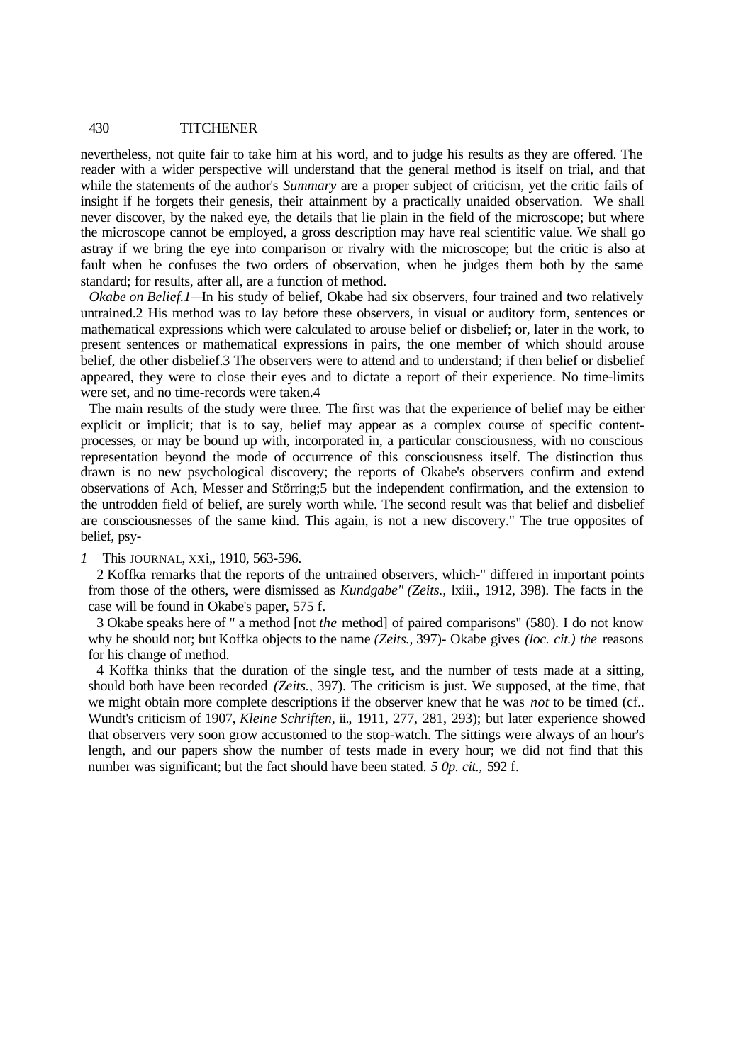nevertheless, not quite fair to take him at his word, and to judge his results as they are offered. The reader with a wider perspective will understand that the general method is itself on trial, and that while the statements of the author's *Summary* are a proper subject of criticism, yet the critic fails of insight if he forgets their genesis, their attainment by a practically unaided observation. We shall never discover, by the naked eye, the details that lie plain in the field of the microscope; but where the microscope cannot be employed, a gross description may have real scientific value. We shall go astray if we bring the eye into comparison or rivalry with the microscope; but the critic is also at fault when he confuses the two orders of observation, when he judges them both by the same standard; for results, after all, are a function of method.

*Okabe on Belief.*[1]—In his study of belief, Okabe had six observers, four trained and two relatively untrained.[2] His method was to lay before these observers, in visual or auditory form, sentences or mathematical expressions which were calculated to arouse belief or disbelief; or, later in the work, to present sentences or mathematical expressions in pairs, the one member of which should arouse belief, the other disbelief.[3] The observers were to attend and to understand; if then belief or disbelief appeared, they were to close their eyes and to dictate a report of their experience. No time-limits were set, and no time-records were taken.[4]

The main results of the study were three. The first was that the experience of belief may be either explicit or implicit; that is to say, belief may appear as a complex course of specific content-processes, or may be bound up with, incorporated in, a particular consciousness, with no conscious representation beyond the mode of occurrence of this consciousness itself. The distinction thus drawn is no new psychological discovery; the reports of Okabe's observers confirm and extend observations of Ach, Messer and Störring;[5] but the independent confirmation, and the extension to the untrodden field of belief, are surely worth while. The second result was that belief and disbelief are consciousnesses of the same kind. This again, is not a new discovery." The true opposites of belief, psy-

1 This JOURNAL, XXi,, 1910, 563-596.

2 Koffka remarks that the reports of the untrained observers, which-" differed in important points from those of the others, were dismissed as *Kundgabe" (Zeits.,* lxiii., 1912, 398). The facts in the case will be found in Okabe's paper, 575 f.

3 Okabe speaks here of " a method [not *the* method] of paired comparisons" (580). I do not know why he should not; but Koffka objects to the name *(Zeits.,* 397)- Okabe gives *(loc. cit.) the* reasons for his change of method.

4 Koffka thinks that the duration of the single test, and the number of tests made at a sitting, should both have been recorded *(Zeits.,* 397). The criticism is just. We supposed, at the time, that we might obtain more complete descriptions if the observer knew that he was *not* to be timed (cf.. Wundt's criticism of 1907, *Kleine Schriften,* ii., 1911, 277, 281, 293); but later experience showed that observers very soon grow accustomed to the stop-watch. The sittings were always of an hour's length, and our papers show the number of tests made in every hour; we did not find that this number was significant; but the fact should have been stated.

5 *Op. cit.,* 592 f.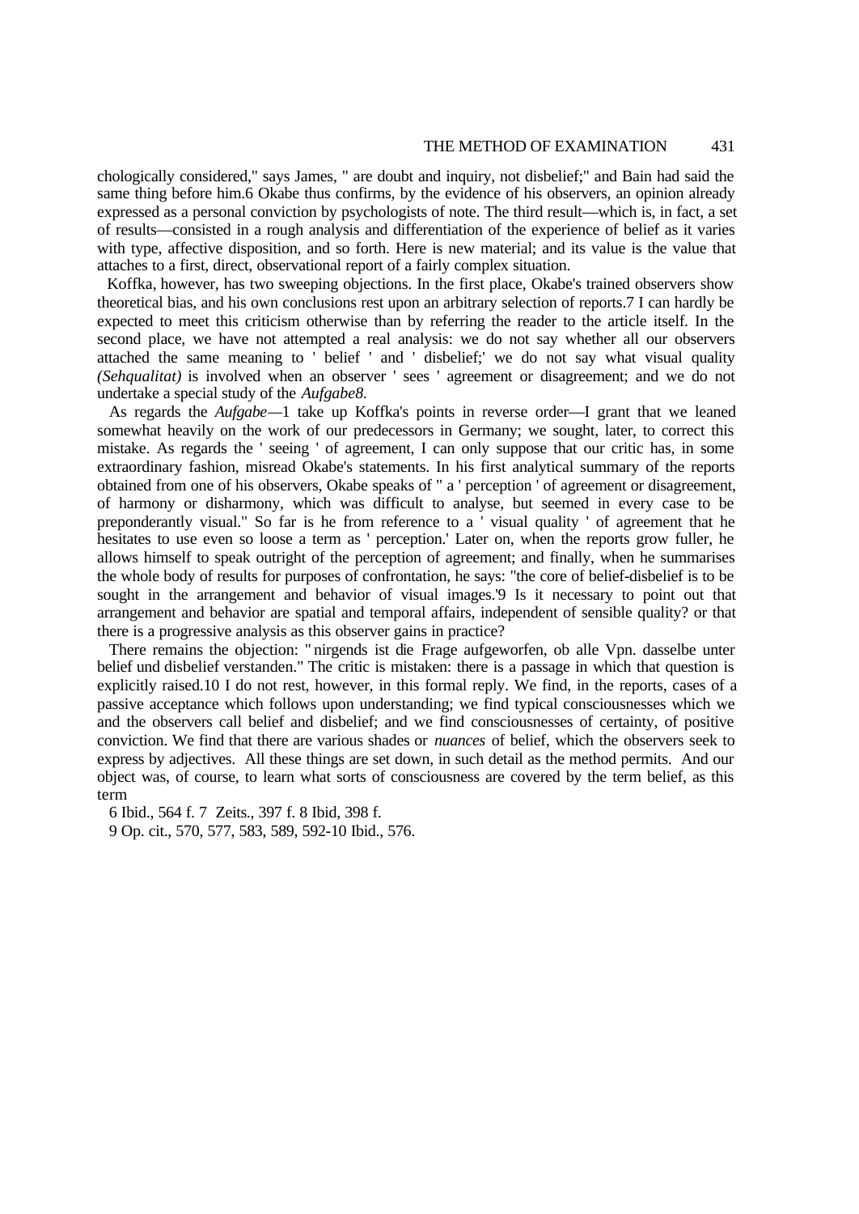chologically considered," says James, " are doubt and inquiry, not disbelief;" and Bain had said the same thing before him.[6] Okabe thus confirms, by the evidence of his observers, an opinion already expressed as a personal conviction by psychologists of note. The third result—which is, in fact, a set of results—consisted in a rough analysis and differentiation of the experience of belief as it varies with type, affective disposition, and so forth. Here is new material; and its value is the value that attaches to a first, direct, observational report of a fairly complex situation.

Koffka, however, has two sweeping objections. In the first place, Okabe's trained observers show theoretical bias, and his own conclusions rest upon an arbitrary selection of reports.[7] I can hardly be expected to meet this criticism otherwise than by referring the reader to the article itself. In the second place, we have not attempted a real analysis: we do not say whether all our observers attached the same meaning to ' belief ' and ' disbelief;' we do not say what visual quality *(Sehqualitat)* is involved when an observer ' sees ' agreement or disagreement; and we do not undertake a special study of the *Aufgabe*[8].

As regards the *Aufgabe*—1 take up Koffka's points in reverse order—I grant that we leaned somewhat heavily on the work of our predecessors in Germany; we sought, later, to correct this mistake. As regards the ' seeing ' of agreement, I can only suppose that our critic has, in some extraordinary fashion, misread Okabe's statements. In his first analytical summary of the reports obtained from one of his observers, Okabe speaks of " a ' perception ' of agreement or disagreement, of harmony or disharmony, which was difficult to analyse, but seemed in every case to be preponderantly visual." So far is he from reference to a ' visual quality ' of agreement that he hesitates to use even so loose a term as ' perception.' Later on, when the reports grow fuller, he allows himself to speak outright of the perception of agreement; and finally, when he summarises the whole body of results for purposes of confrontation, he says: "the core of belief-disbelief is to be sought in the arrangement and behavior of visual images.'[9] Is it necessary to point out that arrangement and behavior are spatial and temporal affairs, independent of sensible quality? or that there is a progressive analysis as this observer gains in practice?

There remains the objection: " nirgends ist die Frage aufgeworfen, ob alle Vpn. dasselbe unter belief und disbelief verstanden." The critic is mistaken: there is a passage in which that question is explicitly raised.[10] I do not rest, however, in this formal reply. We find, in the reports, cases of a passive acceptance which follows upon understanding; we find typical consciousnesses which we and the observers call belief and disbelief; and we find consciousnesses of certainty, of positive conviction. We find that there are various shades or *nuances* of belief, which the observers seek to express by adjectives. All these things are set down, in such detail as the method permits. And our object was, of course, to learn what sorts of consciousness are covered by the term belief, as this term

6 Ibid., 564 f. 7 Zeits., 397 f. 8 Ibid, 398 f.

9 Op. cit., 570, 577, 583, 589, 592-10 Ibid., 576.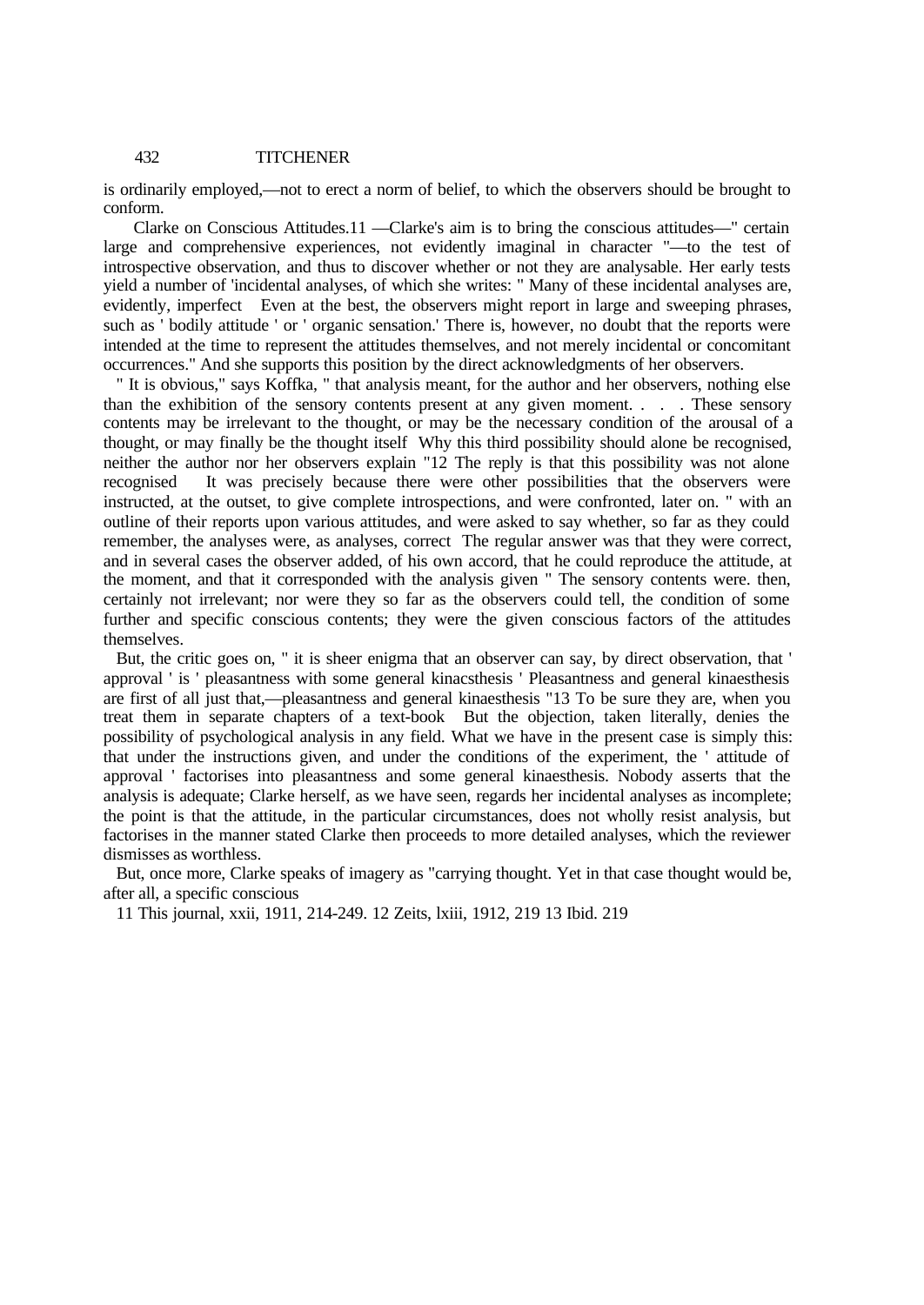is ordinarily employed,—not to erect a norm of belief, to which the observers should be brought to conform.

Clarke on Conscious Attitudes.[11] —Clarke's aim is to bring the conscious attitudes—" certain large and comprehensive experiences, not evidently imaginal in character "—to the test of introspective observation, and thus to discover whether or not they are analysable. Her early tests yield a number of 'incidental analyses, of which she writes: " Many of these incidental analyses are, evidently, imperfect Even at the best, the observers might report in large and sweeping phrases, such as ' bodily attitude ' or ' organic sensation.' There is, however, no doubt that the reports were intended at the time to represent the attitudes themselves, and not merely incidental or concomitant occurrences." And she supports this position by the direct acknowledgments of her observers.

" It is obvious," says Koffka, " that analysis meant, for the author and her observers, nothing else than the exhibition of the sensory contents present at any given moment. . . . These sensory contents may be irrelevant to the thought, or may be the necessary condition of the arousal of a thought, or may finally be the thought itself Why this third possibility should alone be recognised, neither the author nor her observers explain "[12] The reply is that this possibility was not alone recognised It was precisely because there were other possibilities that the observers were instructed, at the outset, to give complete introspections, and were confronted, later on. " with an outline of their reports upon various attitudes, and were asked to say whether, so far as they could remember, the analyses were, as analyses, correct The regular answer was that they were correct, and in several cases the observer added, of his own accord, that he could reproduce the attitude, at the moment, and that it corresponded with the analysis given " The sensory contents were. then, certainly not irrelevant; nor were they so far as the observers could tell, the condition of some further and specific conscious contents; they were the given conscious factors of the attitudes themselves.

But, the critic goes on, " it is sheer enigma that an observer can say, by direct observation, that ' approval ' is ' pleasantness with some general kinacsthesis ' Pleasantness and general kinaesthesis are first of all just that,—pleasantness and general kinaesthesis "[13] To be sure they are, when you treat them in separate chapters of a text-book But the objection, taken literally, denies the possibility of psychological analysis in any field. What we have in the present case is simply this: that under the instructions given, and under the conditions of the experiment, the ' attitude of approval ' factorises into pleasantness and some general kinaesthesis. Nobody asserts that the analysis is adequate; Clarke herself, as we have seen, regards her incidental analyses as incomplete; the point is that the attitude, in the particular circumstances, does not wholly resist analysis, but factorises in the manner stated Clarke then proceeds to more detailed analyses, which the reviewer dismisses as worthless.

But, once more, Clarke speaks of imagery as "carrying thought. Yet in that case thought would be, after all, a specific conscious

[11] This journal, xxii, 1911, 214-249. [12] Zeits, lxiii, 1912, 219 [13] Ibid. 219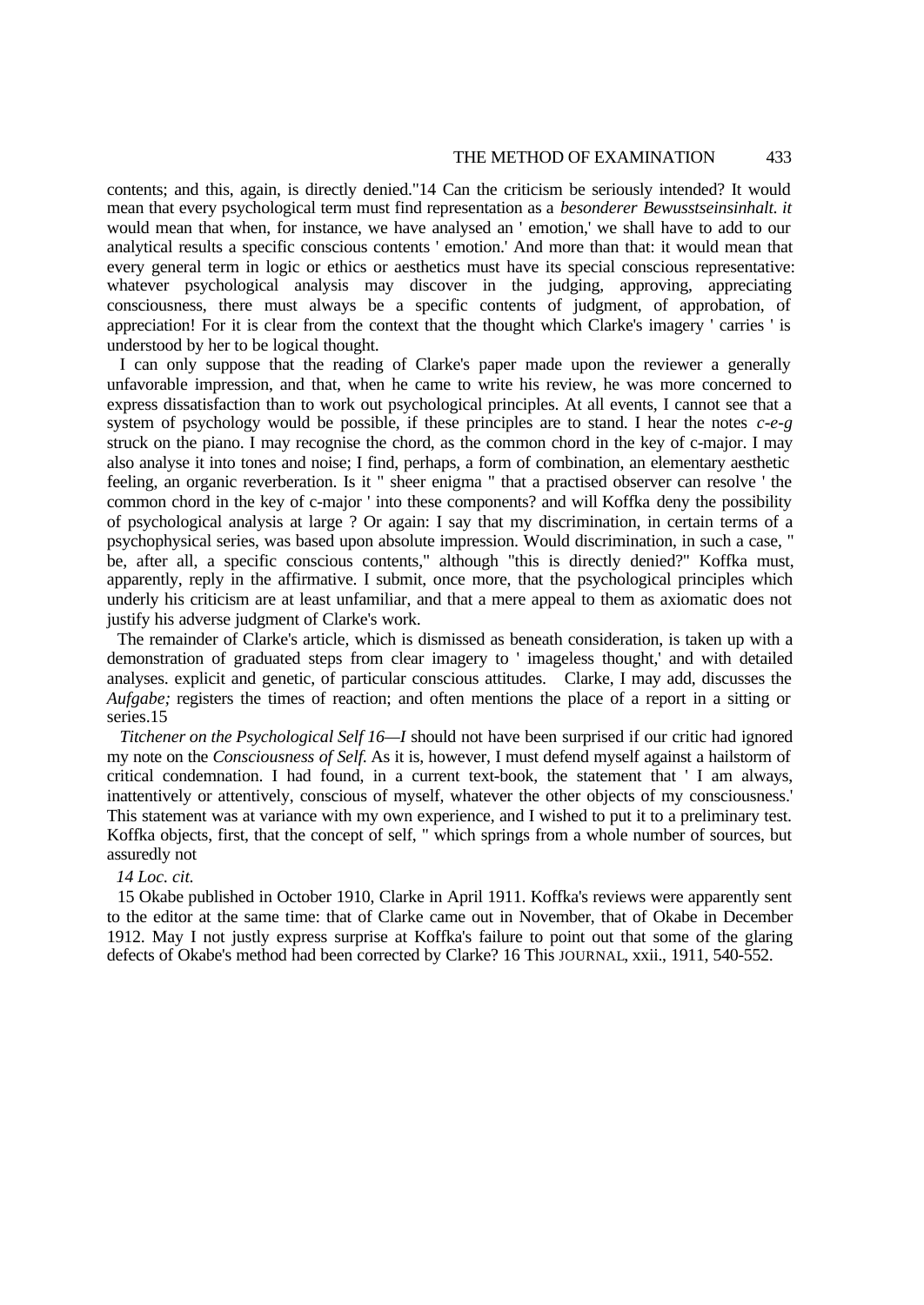contents; and this, again, is directly denied."14 Can the criticism be seriously intended? It would mean that every psychological term must find representation as a *besonderer Bewusstseinsinhalt. it* would mean that when, for instance, we have analysed an ' emotion,' we shall have to add to our analytical results a specific conscious contents ' emotion.' And more than that: it would mean that every general term in logic or ethics or aesthetics must have its special conscious representative: whatever psychological analysis may discover in the judging, approving, appreciating consciousness, there must always be a specific contents of judgment, of approbation, of appreciation! For it is clear from the context that the thought which Clarke's imagery ' carries ' is understood by her to be logical thought.

I can only suppose that the reading of Clarke's paper made upon the reviewer a generally unfavorable impression, and that, when he came to write his review, he was more concerned to express dissatisfaction than to work out psychological principles. At all events, I cannot see that a system of psychology would be possible, if these principles are to stand. I hear the notes *c-e-g* struck on the piano. I may recognise the chord, as the common chord in the key of c-major. I may also analyse it into tones and noise; I find, perhaps, a form of combination, an elementary aesthetic feeling, an organic reverberation. Is it " sheer enigma " that a practised observer can resolve ' the common chord in the key of c-major ' into these components? and will Koffka deny the possibility of psychological analysis at large ? Or again: I say that my discrimination, in certain terms of a psychophysical series, was based upon absolute impression. Would discrimination, in such a case, " be, after all, a specific conscious contents," although "this is directly denied?" Koffka must, apparently, reply in the affirmative. I submit, once more, that the psychological principles which underly his criticism are at least unfamiliar, and that a mere appeal to them as axiomatic does not justify his adverse judgment of Clarke's work.

The remainder of Clarke's article, which is dismissed as beneath consideration, is taken up with a demonstration of graduated steps from clear imagery to ' imageless thought,' and with detailed analyses. explicit and genetic, of particular conscious attitudes. Clarke, I may add, discusses the *Aufgabe;* registers the times of reaction; and often mentions the place of a report in a sitting or series.15

*Titchener on the Psychological Self 16—I* should not have been surprised if our critic had ignored my note on the *Consciousness of Self.* As it is, however, I must defend myself against a hailstorm of critical condemnation. I had found, in a current text-book, the statement that ' I am always, inattentively or attentively, conscious of myself, whatever the other objects of my consciousness.' This statement was at variance with my own experience, and I wished to put it to a preliminary test. Koffka objects, first, that the concept of self, " which springs from a whole number of sources, but assuredly not

14 *Loc. cit.*

15 Okabe published in October 1910, Clarke in April 1911. Koffka's reviews were apparently sent to the editor at the same time: that of Clarke came out in November, that of Okabe in December 1912. May I not justly express surprise at Koffka's failure to point out that some of the glaring defects of Okabe's method had been corrected by Clarke? 16 This JOURNAL, xxii., 1911, 540-552.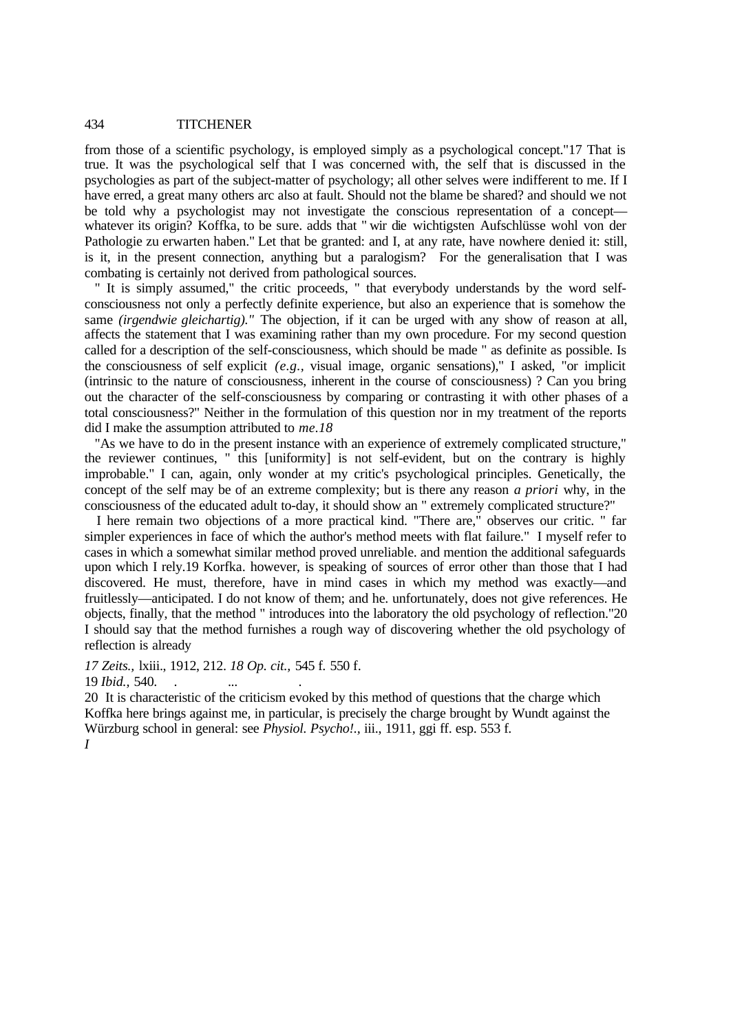from those of a scientific psychology, is employed simply as a psychological concept."[17] That is true. It was the psychological self that I was concerned with, the self that is discussed in the psychologies as part of the subject-matter of psychology; all other selves were indifferent to me. If I have erred, a great many others arc also at fault. Should not the blame be shared? and should we not be told why a psychologist may not investigate the conscious representation of a concept—whatever its origin? Koffka, to be sure. adds that " wir die wichtigsten Aufschlüsse wohl von der Pathologie zu erwarten haben." Let that be granted: and I, at any rate, have nowhere denied it: still, is it, in the present connection, anything but a paralogism? For the generalisation that I was combating is certainly not derived from pathological sources.

" It is simply assumed," the critic proceeds, " that everybody understands by the word self-consciousness not only a perfectly definite experience, but also an experience that is somehow the same *(irgendwie gleichartig)."* The objection, if it can be urged with any show of reason at all, affects the statement that I was examining rather than my own procedure. For my second question called for a description of the self-consciousness, which should be made " as definite as possible. Is the consciousness of self explicit *(e.g.,* visual image, organic sensations)," I asked, "or implicit (intrinsic to the nature of consciousness, inherent in the course of consciousness) ? Can you bring out the character of the self-consciousness by comparing or contrasting it with other phases of a total consciousness?" Neither in the formulation of this question nor in my treatment of the reports did I make the assumption attributed to *me*.[18]

"As we have to do in the present instance with an experience of extremely complicated structure," the reviewer continues, " this [uniformity] is not self-evident, but on the contrary is highly improbable." I can, again, only wonder at my critic's psychological principles. Genetically, the concept of the self may be of an extreme complexity; but is there any reason *a priori* why, in the consciousness of the educated adult to-day, it should show an " extremely complicated structure?"

I here remain two objections of a more practical kind. "There are," observes our critic. " far simpler experiences in face of which the author's method meets with flat failure." I myself refer to cases in which a somewhat similar method proved unreliable. and mention the additional safeguards upon which I rely.[19] Korfka. however, is speaking of sources of error other than those that I had discovered. He must, therefore, have in mind cases in which my method was exactly—and fruitlessly—anticipated. I do not know of them; and he. unfortunately, does not give references. He objects, finally, that the method " introduces into the laboratory the old psychology of reflection."[20] I should say that the method furnishes a rough way of discovering whether the old psychology of reflection is already

---

17 *Zeits.,* lxiii., 1912, 212. 18 *Op. cit.,* 545 f. 550 f.

19 *Ibid.,* 540.

20 It is characteristic of the criticism evoked by this method of questions that the charge which Koffka here brings against me, in particular, is precisely the charge brought by Wundt against the Würzburg school in general: see *Physiol. Psycho!.,* iii., 1911, ggi ff. esp. 553 f.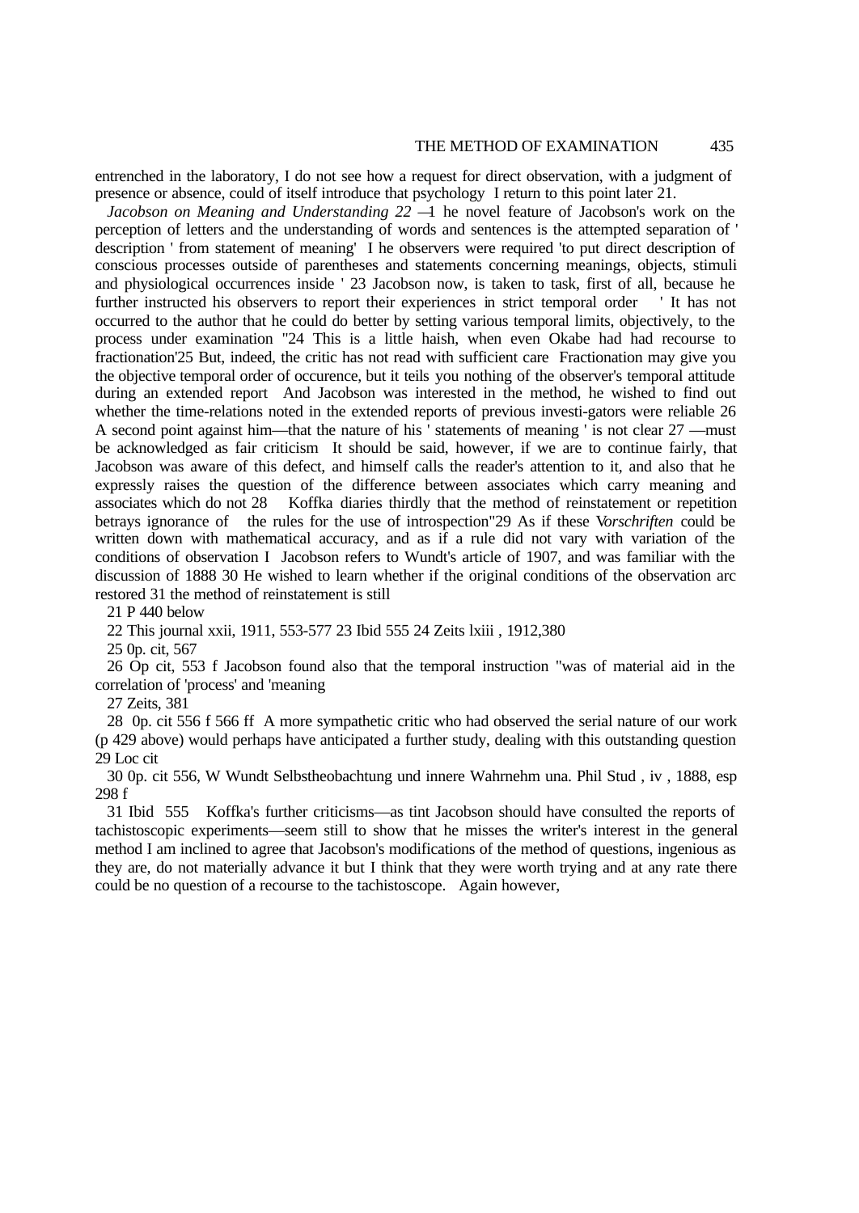entrenched in the laboratory, I do not see how a request for direct observation, with a judgment of presence or absence, could of itself introduce that psychology I return to this point later 21.

*Jacobson on Meaning and Understanding 22* —1 he novel feature of Jacobson's work on the perception of letters and the understanding of words and sentences is the attempted separation of ' description ' from statement of meaning' I he observers were required 'to put direct description of conscious processes outside of parentheses and statements concerning meanings, objects, stimuli and physiological occurrences inside ' 23 Jacobson now, is taken to task, first of all, because he further instructed his observers to report their experiences in strict temporal order ' It has not occurred to the author that he could do better by setting various temporal limits, objectively, to the process under examination "24 This is a little haish, when even Okabe had had recourse to fractionation'25 But, indeed, the critic has not read with sufficient care Fractionation may give you the objective temporal order of occurence, but it teils you nothing of the observer's temporal attitude during an extended report And Jacobson was interested in the method, he wished to find out whether the time-relations noted in the extended reports of previous investi-gators were reliable 26 A second point against him—that the nature of his ' statements of meaning ' is not clear 27 —must be acknowledged as fair criticism It should be said, however, if we are to continue fairly, that Jacobson was aware of this defect, and himself calls the reader's attention to it, and also that he expressly raises the question of the difference between associates which carry meaning and associates which do not 28 Koffka diaries thirdly that the method of reinstatement or repetition betrays ignorance of the rules for the use of introspection"29 As if these V*orschriften* could be written down with mathematical accuracy, and as if a rule did not vary with variation of the conditions of observation I Jacobson refers to Wundt's article of 1907, and was familiar with the discussion of 1888 30 He wished to learn whether if the original conditions of the observation arc restored 31 the method of reinstatement is still

21 P 440 below

22 This journal xxii, 1911, 553-577 23 Ibid 555 24 Zeits lxiii , 1912,380

25 0p. cit, 567

26 Op cit, 553 f Jacobson found also that the temporal instruction "was of material aid in the correlation of 'process' and 'meaning

27 Zeits, 381

28 0p. cit 556 f 566 ff A more sympathetic critic who had observed the serial nature of our work (p 429 above) would perhaps have anticipated a further study, dealing with this outstanding question 29 Loc cit

30 0p. cit 556, W Wundt Selbstheobachtung und innere Wahrnehm una. Phil Stud , iv , 1888, esp 298 f

31 Ibid 555 Koffka's further criticisms—as tint Jacobson should have consulted the reports of tachistoscopic experiments—seem still to show that he misses the writer's interest in the general method I am inclined to agree that Jacobson's modifications of the method of questions, ingenious as they are, do not materially advance it but I think that they were worth trying and at any rate there could be no question of a recourse to the tachistoscope. Again however,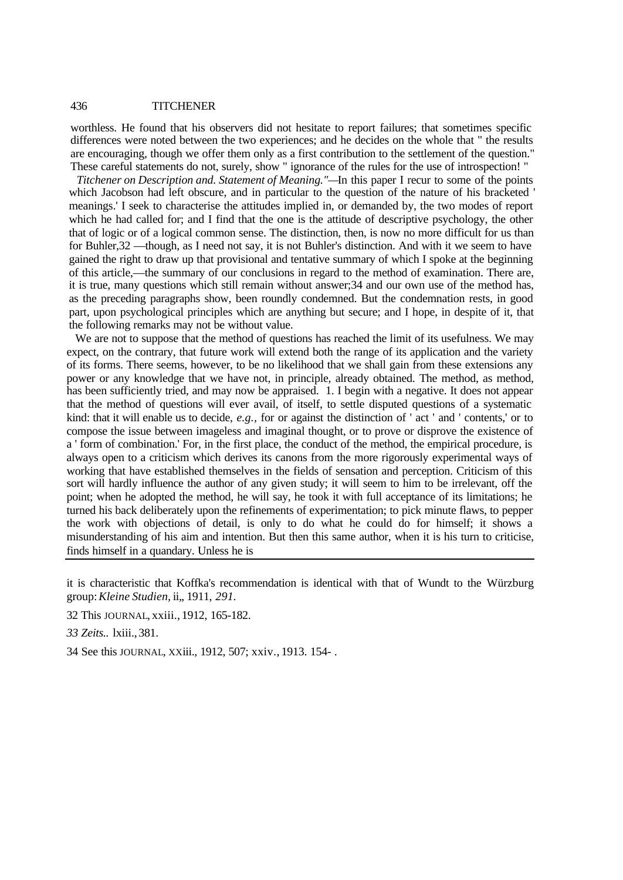worthless. He found that his observers did not hesitate to report failures; that sometimes specific differences were noted between the two experiences; and he decides on the whole that " the results are encouraging, though we offer them only as a first contribution to the settlement of the question." These careful statements do not, surely, show " ignorance of the rules for the use of introspection! "

*Titchener on Description and. Statement of Meaning."*—In this paper I recur to some of the points which Jacobson had left obscure, and in particular to the question of the nature of his bracketed ' meanings.' I seek to characterise the attitudes implied in, or demanded by, the two modes of report which he had called for; and I find that the one is the attitude of descriptive psychology, the other that of logic or of a logical common sense. The distinction, then, is now no more difficult for us than for Buhler,[32] —though, as I need not say, it is not Buhler's distinction. And with it we seem to have gained the right to draw up that provisional and tentative summary of which I spoke at the beginning of this article,—the summary of our conclusions in regard to the method of examination. There are, it is true, many questions which still remain without answer;[34] and our own use of the method has, as the preceding paragraphs show, been roundly condemned. But the condemnation rests, in good part, upon psychological principles which are anything but secure; and I hope, in despite of it, that the following remarks may not be without value.

We are not to suppose that the method of questions has reached the limit of its usefulness. We may expect, on the contrary, that future work will extend both the range of its application and the variety of its forms. There seems, however, to be no likelihood that we shall gain from these extensions any power or any knowledge that we have not, in principle, already obtained. The method, as method, has been sufficiently tried, and may now be appraised. 1. I begin with a negative. It does not appear that the method of questions will ever avail, of itself, to settle disputed questions of a systematic kind: that it will enable us to decide, *e.g.,* for or against the distinction of ' act ' and ' contents,' or to compose the issue between imageless and imaginal thought, or to prove or disprove the existence of a ' form of combination.' For, in the first place, the conduct of the method, the empirical procedure, is always open to a criticism which derives its canons from the more rigorously experimental ways of working that have established themselves in the fields of sensation and perception. Criticism of this sort will hardly influence the author of any given study; it will seem to him to be irrelevant, off the point; when he adopted the method, he will say, he took it with full acceptance of its limitations; he turned his back deliberately upon the refinements of experimentation; to pick minute flaws, to pepper the work with objections of detail, is only to do what he could do for himself; it shows a misunderstanding of his aim and intention. But then this same author, when it is his turn to criticise, finds himself in a quandary. Unless he is

---

it is characteristic that Koffka's recommendation is identical with that of Wundt to the Würzburg group: *Kleine Studien,* ii,, 1911, *291.*

32 This JOURNAL, xxiii., 1912, 165-182.

*33 Zeits..* lxiii., 381.

34 See this JOURNAL, XXiii., 1912, 507; xxiv., 1913. 154- .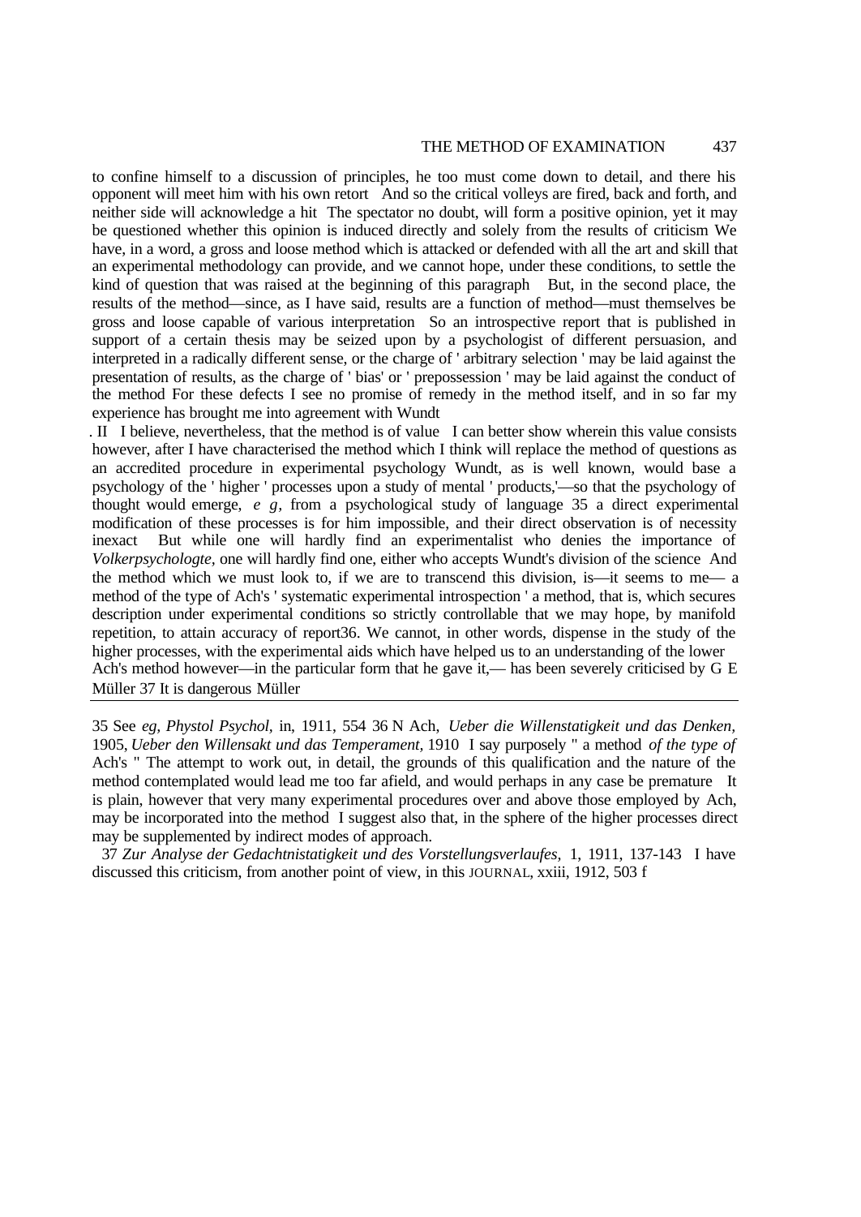to confine himself to a discussion of principles, he too must come down to detail, and there his opponent will meet him with his own retort And so the critical volleys are fired, back and forth, and neither side will acknowledge a hit The spectator no doubt, will form a positive opinion, yet it may be questioned whether this opinion is induced directly and solely from the results of criticism We have, in a word, a gross and loose method which is attacked or defended with all the art and skill that an experimental methodology can provide, and we cannot hope, under these conditions, to settle the kind of question that was raised at the beginning of this paragraph But, in the second place, the results of the method—since, as I have said, results are a function of method—must themselves be gross and loose capable of various interpretation So an introspective report that is published in support of a certain thesis may be seized upon by a psychologist of different persuasion, and interpreted in a radically different sense, or the charge of ' arbitrary selection ' may be laid against the presentation of results, as the charge of ' bias' or ' prepossession ' may be laid against the conduct of the method For these defects I see no promise of remedy in the method itself, and in so far my experience has brought me into agreement with Wundt

. II I believe, nevertheless, that the method is of value I can better show wherein this value consists however, after I have characterised the method which I think will replace the method of questions as an accredited procedure in experimental psychology Wundt, as is well known, would base a psychology of the ' higher ' processes upon a study of mental ' products,'—so that the psychology of thought would emerge, *e g*, from a psychological study of language 35 a direct experimental modification of these processes is for him impossible, and their direct observation is of necessity inexact But while one will hardly find an experimentalist who denies the importance of *Volkerpsychologte*, one will hardly find one, either who accepts Wundt's division of the science And the method which we must look to, if we are to transcend this division, is—it seems to me— a method of the type of Ach's ' systematic experimental introspection ' a method, that is, which secures description under experimental conditions so strictly controllable that we may hope, by manifold repetition, to attain accuracy of report36. We cannot, in other words, dispense in the study of the higher processes, with the experimental aids which have helped us to an understanding of the lower Ach's method however—in the particular form that he gave it,— has been severely criticised by G E Müller 37 It is dangerous Müller

---

35 See *eg*, *Phystol Psychol*, in, 1911, 554 36 N Ach, *Ueber die Willenstatigkeit und das Denken*, 1905, *Ueber den Willensakt und das Temperament*, 1910 I say purposely " a method *of the type of* Ach's " The attempt to work out, in detail, the grounds of this qualification and the nature of the method contemplated would lead me too far afield, and would perhaps in any case be premature It is plain, however that very many experimental procedures over and above those employed by Ach, may be incorporated into the method I suggest also that, in the sphere of the higher processes direct may be supplemented by indirect modes of approach.

37 *Zur Analyse der Gedachtnistatigkeit und des Vorstellungsverlaufes*, 1, 1911, 137-143 I have discussed this criticism, from another point of view, in this JOURNAL, xxiii, 1912, 503 f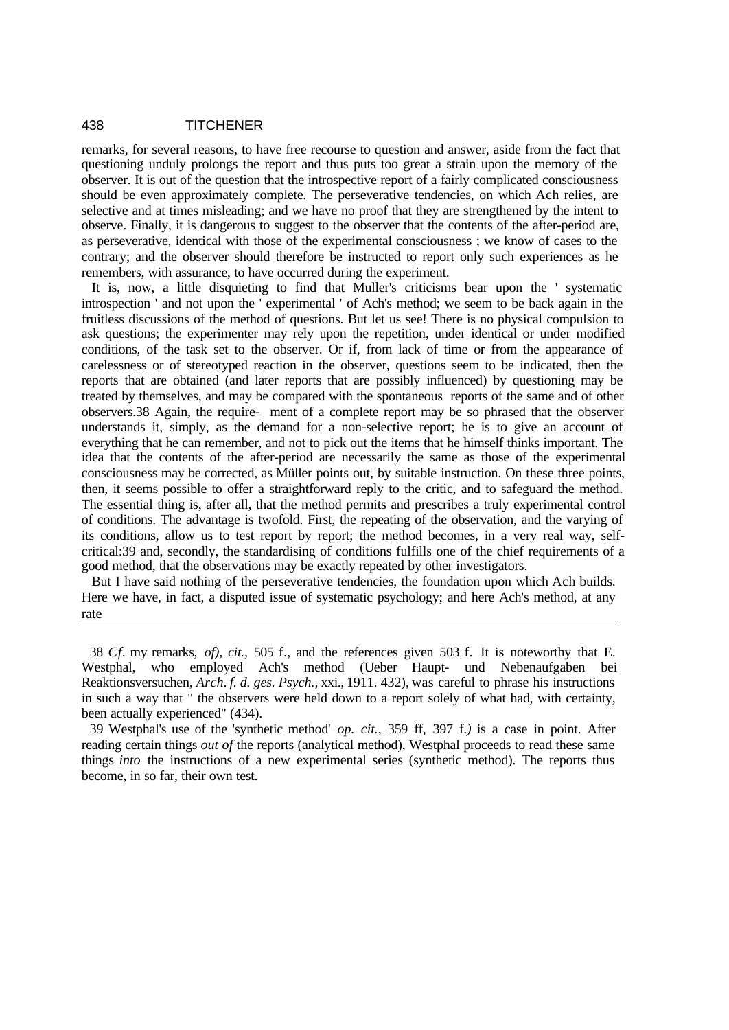remarks, for several reasons, to have free recourse to question and answer, aside from the fact that questioning unduly prolongs the report and thus puts too great a strain upon the memory of the observer. It is out of the question that the introspective report of a fairly complicated consciousness should be even approximately complete. The perseverative tendencies, on which Ach relies, are selective and at times misleading; and we have no proof that they are strengthened by the intent to observe. Finally, it is dangerous to suggest to the observer that the contents of the after-period are, as perseverative, identical with those of the experimental consciousness ; we know of cases to the contrary; and the observer should therefore be instructed to report only such experiences as he remembers, with assurance, to have occurred during the experiment.

It is, now, a little disquieting to find that Muller's criticisms bear upon the ' systematic introspection ' and not upon the ' experimental ' of Ach's method; we seem to be back again in the fruitless discussions of the method of questions. But let us see! There is no physical compulsion to ask questions; the experimenter may rely upon the repetition, under identical or under modified conditions, of the task set to the observer. Or if, from lack of time or from the appearance of carelessness or of stereotyped reaction in the observer, questions seem to be indicated, then the reports that are obtained (and later reports that are possibly influenced) by questioning may be treated by themselves, and may be compared with the spontaneous reports of the same and of other observers.[38] Again, the require- ment of a complete report may be so phrased that the observer understands it, simply, as the demand for a non-selective report; he is to give an account of everything that he can remember, and not to pick out the items that he himself thinks important. The idea that the contents of the after-period are necessarily the same as those of the experimental consciousness may be corrected, as Müller points out, by suitable instruction. On these three points, then, it seems possible to offer a straightforward reply to the critic, and to safeguard the method. The essential thing is, after all, that the method permits and prescribes a truly experimental control of conditions. The advantage is twofold. First, the repeating of the observation, and the varying of its conditions, allow us to test report by report; the method becomes, in a very real way, self-critical:[39] and, secondly, the standardising of conditions fulfills one of the chief requirements of a good method, that the observations may be exactly repeated by other investigators.

But I have said nothing of the perseverative tendencies, the foundation upon which Ach builds. Here we have, in fact, a disputed issue of systematic psychology; and here Ach's method, at any rate

---

38 *Cf*. my remarks, *of), cit.,* 505 f., and the references given 503 f. It is noteworthy that E. Westphal, who employed Ach's method (Ueber Haupt- und Nebenaufgaben bei Reaktionsversuchen, *Arch. f. d. ges. Psych.,* xxi., 1911. 432), was careful to phrase his instructions in such a way that " the observers were held down to a report solely of what had, with certainty, been actually experienced" (434).

39 Westphal's use of the 'synthetic method' *op. cit.,* 359 ff, 397 f.*)* is a case in point. After reading certain things *out of* the reports (analytical method), Westphal proceeds to read these same things *into* the instructions of a new experimental series (synthetic method). The reports thus become, in so far, their own test.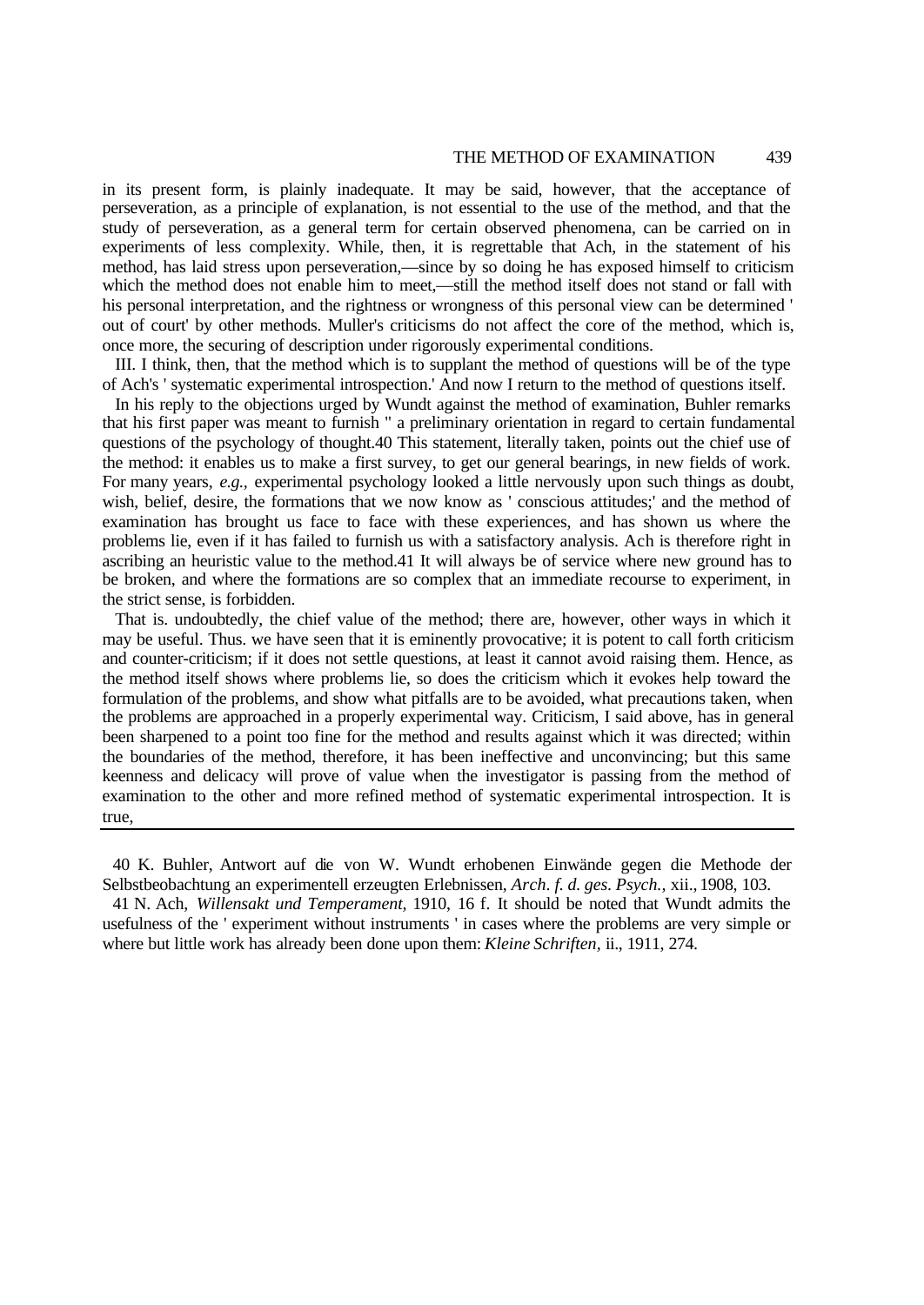in its present form, is plainly inadequate. It may be said, however, that the acceptance of perseveration, as a principle of explanation, is not essential to the use of the method, and that the study of perseveration, as a general term for certain observed phenomena, can be carried on in experiments of less complexity. While, then, it is regrettable that Ach, in the statement of his method, has laid stress upon perseveration,—since by so doing he has exposed himself to criticism which the method does not enable him to meet,—still the method itself does not stand or fall with his personal interpretation, and the rightness or wrongness of this personal view can be determined ' out of court' by other methods. Muller's criticisms do not affect the core of the method, which is, once more, the securing of description under rigorously experimental conditions.

III. I think, then, that the method which is to supplant the method of questions will be of the type of Ach's ' systematic experimental introspection.' And now I return to the method of questions itself.

In his reply to the objections urged by Wundt against the method of examination, Buhler remarks that his first paper was meant to furnish " a preliminary orientation in regard to certain fundamental questions of the psychology of thought.[40] This statement, literally taken, points out the chief use of the method: it enables us to make a first survey, to get our general bearings, in new fields of work. For many years, *e.g.,* experimental psychology looked a little nervously upon such things as doubt, wish, belief, desire, the formations that we now know as ' conscious attitudes;' and the method of examination has brought us face to face with these experiences, and has shown us where the problems lie, even if it has failed to furnish us with a satisfactory analysis. Ach is therefore right in ascribing an heuristic value to the method.[41] It will always be of service where new ground has to be broken, and where the formations are so complex that an immediate recourse to experiment, in the strict sense, is forbidden.

That is. undoubtedly, the chief value of the method; there are, however, other ways in which it may be useful. Thus. we have seen that it is eminently provocative; it is potent to call forth criticism and counter-criticism; if it does not settle questions, at least it cannot avoid raising them. Hence, as the method itself shows where problems lie, so does the criticism which it evokes help toward the formulation of the problems, and show what pitfalls are to be avoided, what precautions taken, when the problems are approached in a properly experimental way. Criticism, I said above, has in general been sharpened to a point too fine for the method and results against which it was directed; within the boundaries of the method, therefore, it has been ineffective and unconvincing; but this same keenness and delicacy will prove of value when the investigator is passing from the method of examination to the other and more refined method of systematic experimental introspection. It is true,

---

40 K. Buhler, Antwort auf die von W. Wundt erhobenen Einwände gegen die Methode der Selbstbeobachtung an experimentell erzeugten Erlebnissen, *Arch. f. d. ges. Psych.,* xii., 1908, 103.

41 N. Ach, *Willensakt und Temperament,* 1910, 16 f. It should be noted that Wundt admits the usefulness of the ' experiment without instruments ' in cases where the problems are very simple or where but little work has already been done upon them: *Kleine Schriften,* ii., 1911, 274.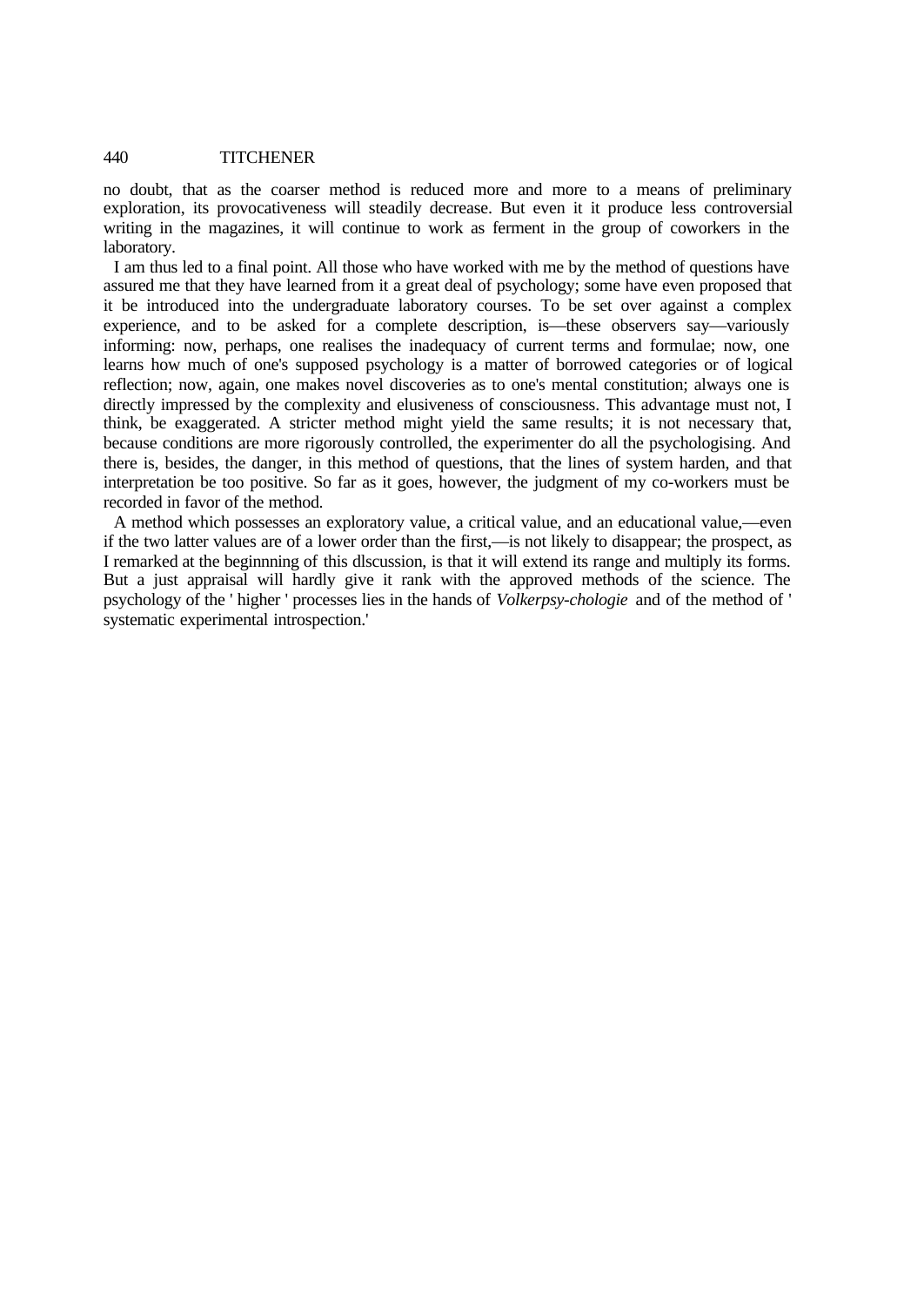no doubt, that as the coarser method is reduced more and more to a means of preliminary exploration, its provocativeness will steadily decrease. But even it it produce less controversial writing in the magazines, it will continue to work as ferment in the group of coworkers in the laboratory.

I am thus led to a final point. All those who have worked with me by the method of questions have assured me that they have learned from it a great deal of psychology; some have even proposed that it be introduced into the undergraduate laboratory courses. To be set over against a complex experience, and to be asked for a complete description, is—these observers say—variously informing: now, perhaps, one realises the inadequacy of current terms and formulae; now, one learns how much of one's supposed psychology is a matter of borrowed categories or of logical reflection; now, again, one makes novel discoveries as to one's mental constitution; always one is directly impressed by the complexity and elusiveness of consciousness. This advantage must not, I think, be exaggerated. A stricter method might yield the same results; it is not necessary that, because conditions are more rigorously controlled, the experimenter do all the psychologising. And there is, besides, the danger, in this method of questions, that the lines of system harden, and that interpretation be too positive. So far as it goes, however, the judgment of my co-workers must be recorded in favor of the method.

A method which possesses an exploratory value, a critical value, and an educational value,—even if the two latter values are of a lower order than the first,—is not likely to disappear; the prospect, as I remarked at the beginnning of this dlscussion, is that it will extend its range and multiply its forms. But a just appraisal will hardly give it rank with the approved methods of the science. The psychology of the ' higher ' processes lies in the hands of *Volkerpsy-chologie* and of the method of ' systematic experimental introspection.'